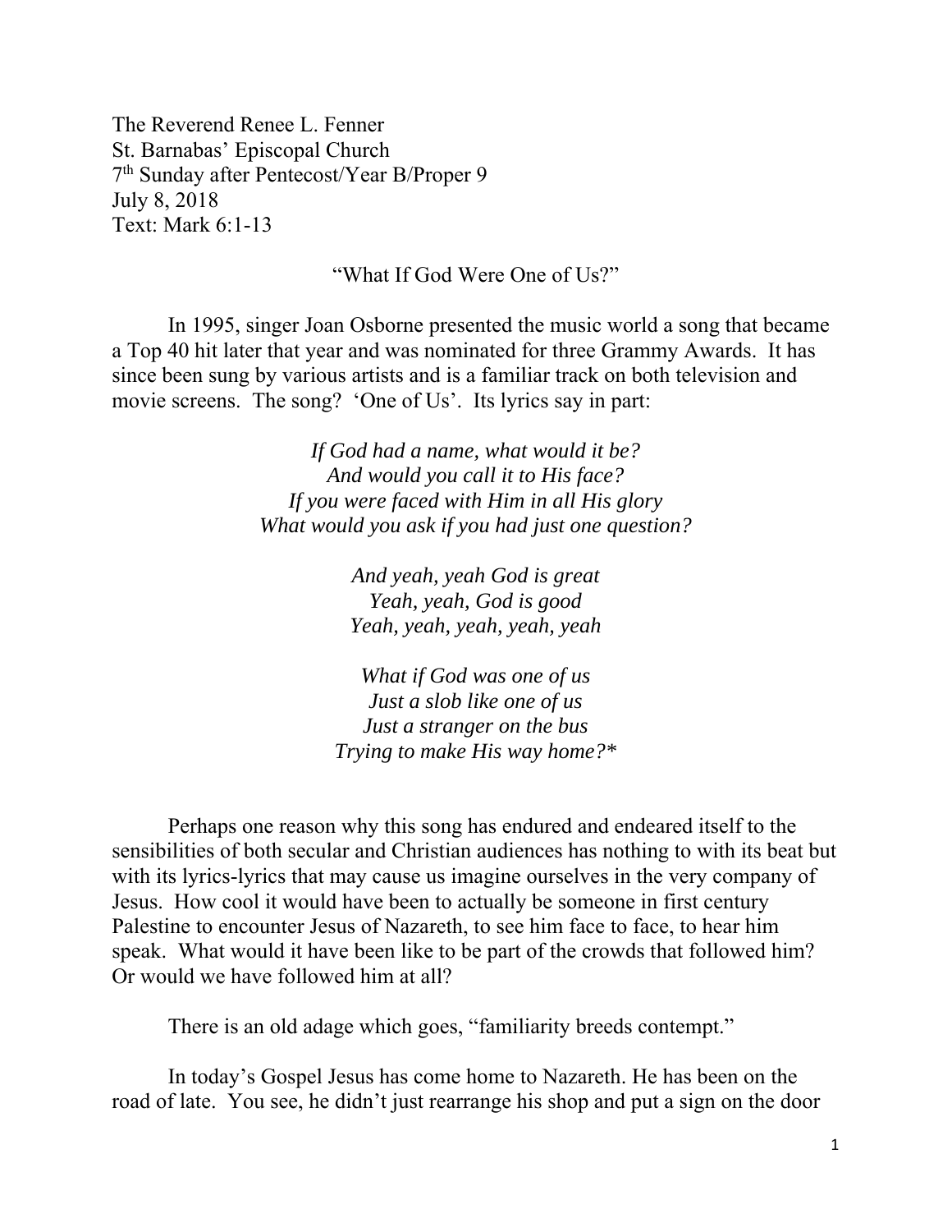The Reverend Renee L. Fenner
St. Barnabas' Episcopal Church
7th Sunday after Pentecost/Year B/Proper 9
July 8, 2018
Text: Mark 6:1-13

## "What If God Were One of Us?"

In 1995, singer Joan Osborne presented the music world a song that became a Top 40 hit later that year and was nominated for three Grammy Awards. It has since been sung by various artists and is a familiar track on both television and movie screens. The song? 'One of Us'. Its lyrics say in part:

*If God had a name, what would it be?*
*And would you call it to His face?*
*If you were faced with Him in all His glory*
*What would you ask if you had just one question?*

*And yeah, yeah God is great*
*Yeah, yeah, God is good*
*Yeah, yeah, yeah, yeah, yeah*

*What if God was one of us*
*Just a slob like one of us*
*Just a stranger on the bus*
*Trying to make His way home?\**

Perhaps one reason why this song has endured and endeared itself to the sensibilities of both secular and Christian audiences has nothing to with its beat but with its lyrics-lyrics that may cause us imagine ourselves in the very company of Jesus. How cool it would have been to actually be someone in first century Palestine to encounter Jesus of Nazareth, to see him face to face, to hear him speak. What would it have been like to be part of the crowds that followed him? Or would we have followed him at all?

There is an old adage which goes, "familiarity breeds contempt."

In today's Gospel Jesus has come home to Nazareth. He has been on the road of late. You see, he didn't just rearrange his shop and put a sign on the door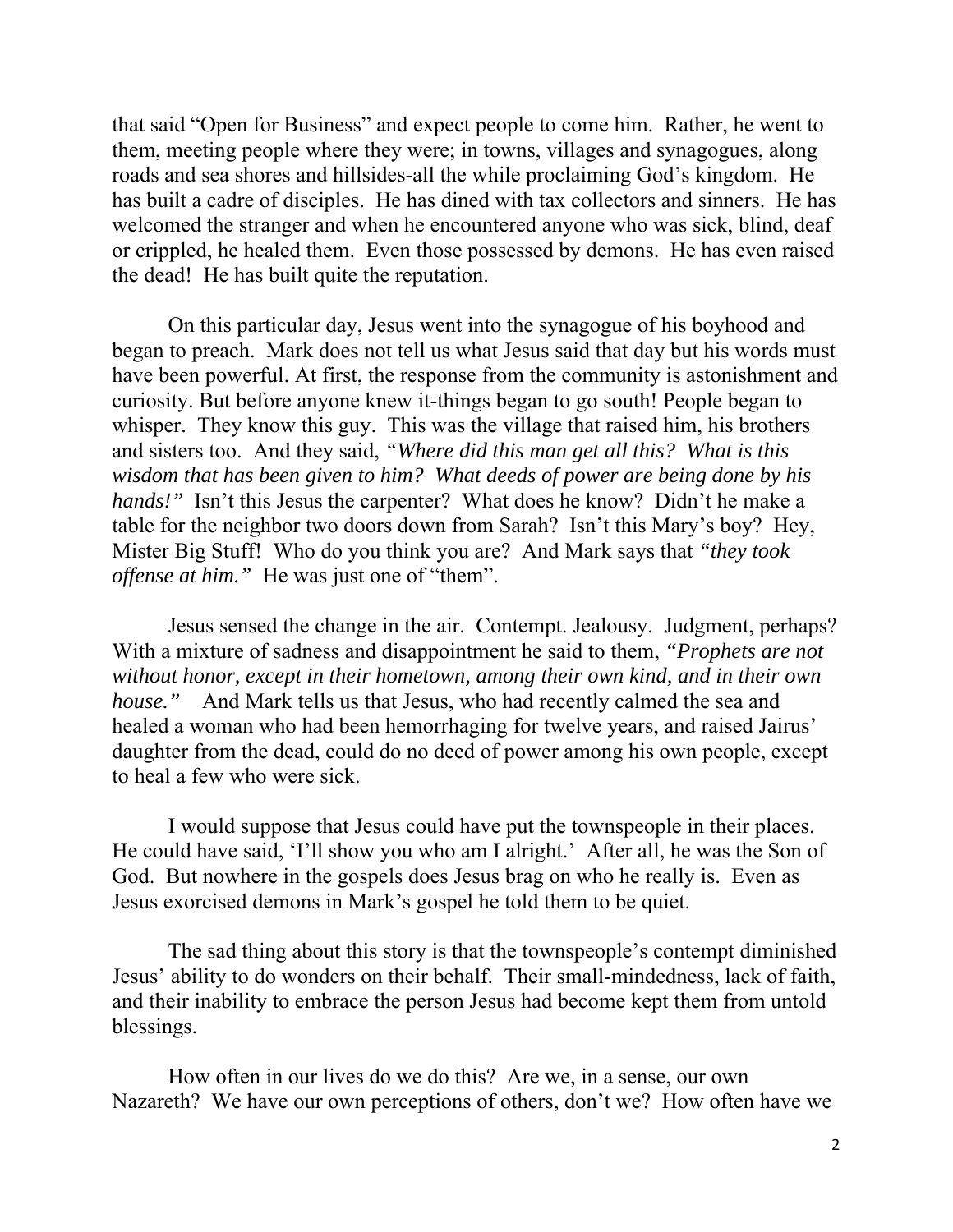that said "Open for Business" and expect people to come him. Rather, he went to them, meeting people where they were; in towns, villages and synagogues, along roads and sea shores and hillsides-all the while proclaiming God's kingdom. He has built a cadre of disciples. He has dined with tax collectors and sinners. He has welcomed the stranger and when he encountered anyone who was sick, blind, deaf or crippled, he healed them. Even those possessed by demons. He has even raised the dead! He has built quite the reputation.

On this particular day, Jesus went into the synagogue of his boyhood and began to preach. Mark does not tell us what Jesus said that day but his words must have been powerful. At first, the response from the community is astonishment and curiosity. But before anyone knew it-things began to go south! People began to whisper. They know this guy. This was the village that raised him, his brothers and sisters too. And they said, *"Where did this man get all this? What is this wisdom that has been given to him? What deeds of power are being done by his hands!"* Isn't this Jesus the carpenter? What does he know? Didn't he make a table for the neighbor two doors down from Sarah? Isn't this Mary's boy? Hey, Mister Big Stuff! Who do you think you are? And Mark says that *"they took offense at him."* He was just one of "them".

Jesus sensed the change in the air. Contempt. Jealousy. Judgment, perhaps? With a mixture of sadness and disappointment he said to them, *"Prophets are not without honor, except in their hometown, among their own kind, and in their own house."* And Mark tells us that Jesus, who had recently calmed the sea and healed a woman who had been hemorrhaging for twelve years, and raised Jairus' daughter from the dead, could do no deed of power among his own people, except to heal a few who were sick.

I would suppose that Jesus could have put the townspeople in their places. He could have said, 'I'll show you who am I alright.' After all, he was the Son of God. But nowhere in the gospels does Jesus brag on who he really is. Even as Jesus exorcised demons in Mark's gospel he told them to be quiet.

The sad thing about this story is that the townspeople's contempt diminished Jesus' ability to do wonders on their behalf. Their small-mindedness, lack of faith, and their inability to embrace the person Jesus had become kept them from untold blessings.

How often in our lives do we do this? Are we, in a sense, our own Nazareth? We have our own perceptions of others, don't we? How often have we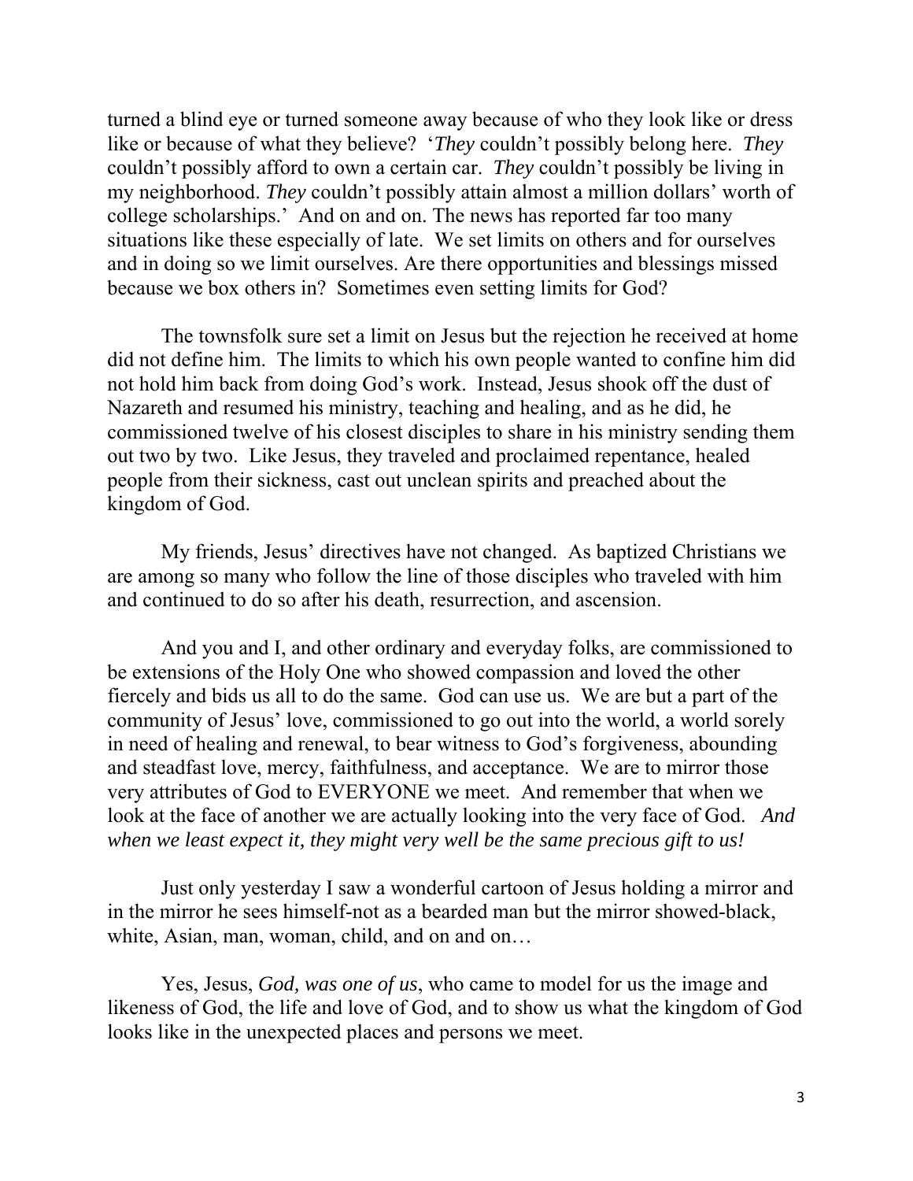turned a blind eye or turned someone away because of who they look like or dress like or because of what they believe? '*They* couldn't possibly belong here. *They* couldn't possibly afford to own a certain car. *They* couldn't possibly be living in my neighborhood. *They* couldn't possibly attain almost a million dollars' worth of college scholarships.' And on and on. The news has reported far too many situations like these especially of late. We set limits on others and for ourselves and in doing so we limit ourselves. Are there opportunities and blessings missed because we box others in? Sometimes even setting limits for God?

The townsfolk sure set a limit on Jesus but the rejection he received at home did not define him. The limits to which his own people wanted to confine him did not hold him back from doing God's work. Instead, Jesus shook off the dust of Nazareth and resumed his ministry, teaching and healing, and as he did, he commissioned twelve of his closest disciples to share in his ministry sending them out two by two. Like Jesus, they traveled and proclaimed repentance, healed people from their sickness, cast out unclean spirits and preached about the kingdom of God.

My friends, Jesus' directives have not changed. As baptized Christians we are among so many who follow the line of those disciples who traveled with him and continued to do so after his death, resurrection, and ascension.

And you and I, and other ordinary and everyday folks, are commissioned to be extensions of the Holy One who showed compassion and loved the other fiercely and bids us all to do the same. God can use us. We are but a part of the community of Jesus' love, commissioned to go out into the world, a world sorely in need of healing and renewal, to bear witness to God's forgiveness, abounding and steadfast love, mercy, faithfulness, and acceptance. We are to mirror those very attributes of God to EVERYONE we meet. And remember that when we look at the face of another we are actually looking into the very face of God. *And when we least expect it, they might very well be the same precious gift to us!*

Just only yesterday I saw a wonderful cartoon of Jesus holding a mirror and in the mirror he sees himself-not as a bearded man but the mirror showed-black, white, Asian, man, woman, child, and on and on…

Yes, Jesus, *God, was one of us*, who came to model for us the image and likeness of God, the life and love of God, and to show us what the kingdom of God looks like in the unexpected places and persons we meet.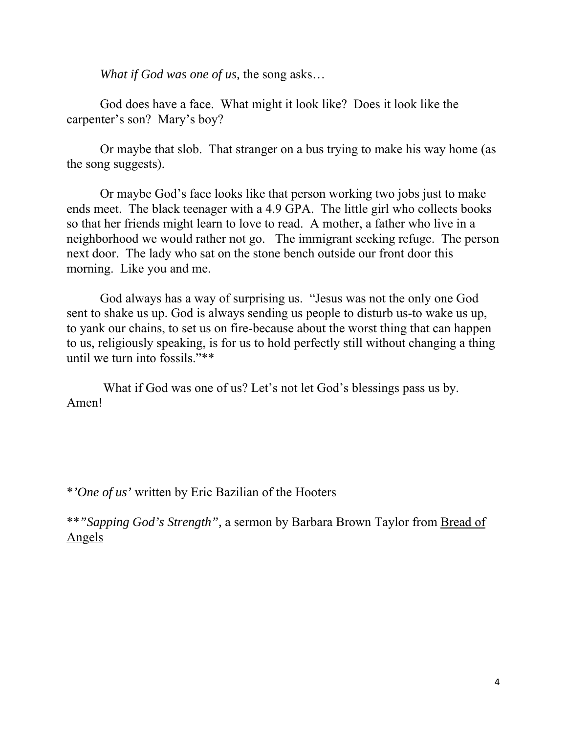*What if God was one of us,* the song asks…

God does have a face. What might it look like? Does it look like the carpenter's son? Mary's boy?

Or maybe that slob. That stranger on a bus trying to make his way home (as the song suggests).

Or maybe God's face looks like that person working two jobs just to make ends meet. The black teenager with a 4.9 GPA. The little girl who collects books so that her friends might learn to love to read. A mother, a father who live in a neighborhood we would rather not go. The immigrant seeking refuge. The person next door. The lady who sat on the stone bench outside our front door this morning. Like you and me.

God always has a way of surprising us. "Jesus was not the only one God sent to shake us up. God is always sending us people to disturb us-to wake us up, to yank our chains, to set us on fire-because about the worst thing that can happen to us, religiously speaking, is for us to hold perfectly still without changing a thing until we turn into fossils."**

What if God was one of us? Let's not let God's blessings pass us by. Amen!

*'*One of us'* written by Eric Bazilian of the Hooters

**"*Sapping God's Strength"*, a sermon by Barbara Brown Taylor from <u>Bread of Angels</u>